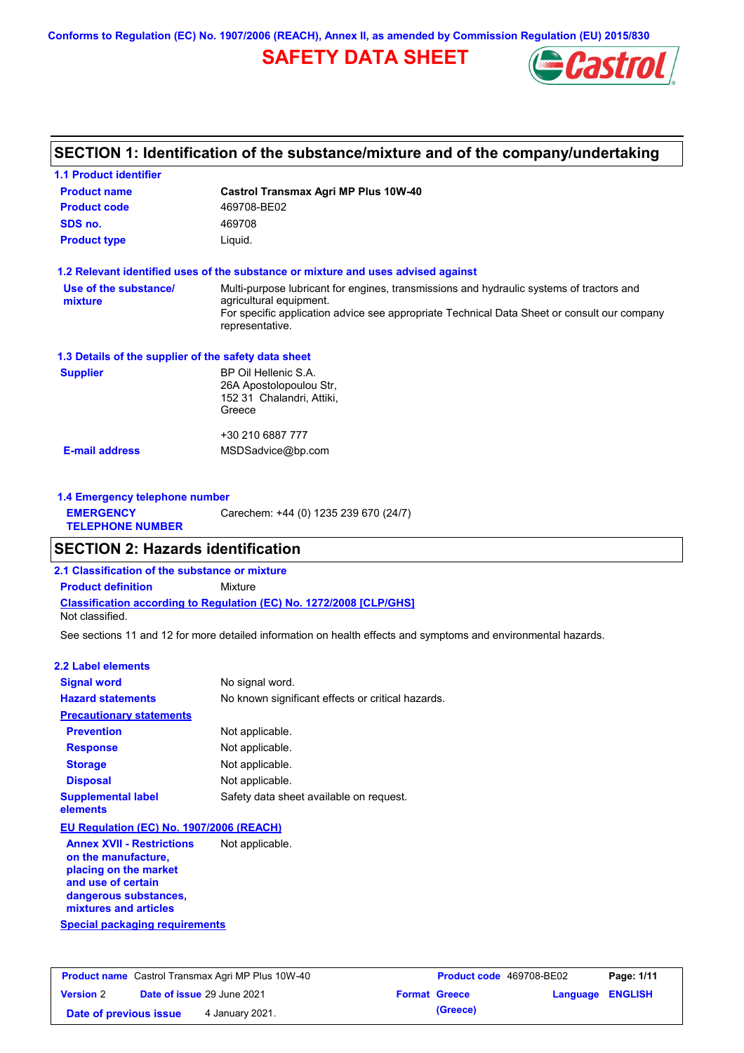Conforms to Regulation (EC) No. 1907/2006 (REACH), Annex II, as amended by Commission Regulation (EU) 2015/830

# SAFETY DATA SHEET

## SECTION 1: Identification of the substance/mixture and of the company/undertaking

### 1.1 Product identifier

**Product name** Castrol Transmax Agri MP Plus 10W-40

**Product code** 469708-BE02

**SDS no.** 469708

**Product type** Liquid.

### 1.2 Relevant identified uses of the substance or mixture and uses advised against

**Use of the substance/mixture** Multi-purpose lubricant for engines, transmissions and hydraulic systems of tractors and agricultural equipment.
For specific application advice see appropriate Technical Data Sheet or consult our company representative.

### 1.3 Details of the supplier of the safety data sheet

**Supplier** BP Oil Hellenic S.A.
26A Apostolopoulou Str,
152 31 Chalandri, Attiki,
Greece

+30 210 6887 777

**E-mail address** MSDSadvice@bp.com

### 1.4 Emergency telephone number

**EMERGENCY TELEPHONE NUMBER** Carechem: +44 (0) 1235 239 670 (24/7)

## SECTION 2: Hazards identification

### 2.1 Classification of the substance or mixture

**Product definition** Mixture

**Classification according to Regulation (EC) No. 1272/2008 [CLP/GHS]**

Not classified.

See sections 11 and 12 for more detailed information on health effects and symptoms and environmental hazards.

### 2.2 Label elements

**Signal word** No signal word.

**Hazard statements** No known significant effects or critical hazards.

**Precautionary statements**

**Prevention** Not applicable.

**Response** Not applicable.

**Storage** Not applicable.

**Disposal** Not applicable.

**Supplemental label elements** Safety data sheet available on request.

**EU Regulation (EC) No. 1907/2006 (REACH)**

**Annex XVII - Restrictions on the manufacture, placing on the market and use of certain dangerous substances, mixtures and articles** Not applicable.

**Special packaging requirements**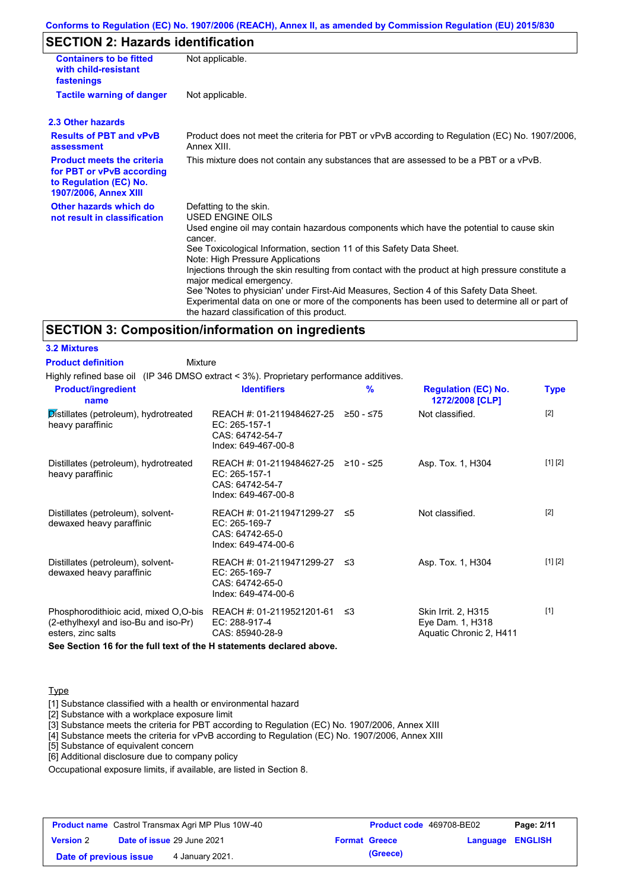## SECTION 2: Hazards identification

| | |
|---|---|
| **Containers to be fitted with child-resistant fastenings** | Not applicable. |
| **Tactile warning of danger** | Not applicable. |

### 2.3 Other hazards

| | |
|---|---|
| **Results of PBT and vPvB assessment** | Product does not meet the criteria for PBT or vPvB according to Regulation (EC) No. 1907/2006, Annex XIII. |
| **Product meets the criteria for PBT or vPvB according to Regulation (EC) No. 1907/2006, Annex XIII** | This mixture does not contain any substances that are assessed to be a PBT or a vPvB. |
| **Other hazards which do not result in classification** | Defatting to the skin.<br>USED ENGINE OILS<br>Used engine oil may contain hazardous components which have the potential to cause skin cancer.<br>See Toxicological Information, section 11 of this Safety Data Sheet.<br>Note: High Pressure Applications<br>Injections through the skin resulting from contact with the product at high pressure constitute a major medical emergency.<br>See 'Notes to physician' under First-Aid Measures, Section 4 of this Safety Data Sheet.<br>Experimental data on one or more of the components has been used to determine all or part of the hazard classification of this product. |

## SECTION 3: Composition/information on ingredients

### 3.2 Mixtures

**Product definition** Mixture

Highly refined base oil (IP 346 DMSO extract < 3%). Proprietary performance additives.

| Product/ingredient name | Identifiers | % | Regulation (EC) No. 1272/2008 [CLP] | Type |
|---|---|---|---|---|
| Distillates (petroleum), hydrotreated heavy paraffinic | REACH #: 01-2119484627-25<br>EC: 265-157-1<br>CAS: 64742-54-7<br>Index: 649-467-00-8 | ≥50 - ≤75 | Not classified. | [2] |
| Distillates (petroleum), hydrotreated heavy paraffinic | REACH #: 01-2119484627-25<br>EC: 265-157-1<br>CAS: 64742-54-7<br>Index: 649-467-00-8 | ≥10 - ≤25 | Asp. Tox. 1, H304 | [1] [2] |
| Distillates (petroleum), solvent-dewaxed heavy paraffinic | REACH #: 01-2119471299-27<br>EC: 265-169-7<br>CAS: 64742-65-0<br>Index: 649-474-00-6 | ≤5 | Not classified. | [2] |
| Distillates (petroleum), solvent-dewaxed heavy paraffinic | REACH #: 01-2119471299-27<br>EC: 265-169-7<br>CAS: 64742-65-0<br>Index: 649-474-00-6 | ≤3 | Asp. Tox. 1, H304 | [1] [2] |
| Phosphorodithioic acid, mixed O,O-bis (2-ethylhexyl and iso-Bu and iso-Pr) esters, zinc salts | REACH #: 01-2119521201-61<br>EC: 288-917-4<br>CAS: 85940-28-9 | ≤3 | Skin Irrit. 2, H315<br>Eye Dam. 1, H318<br>Aquatic Chronic 2, H411 | [1] |

**See Section 16 for the full text of the H statements declared above.**

Type

[1] Substance classified with a health or environmental hazard
[2] Substance with a workplace exposure limit
[3] Substance meets the criteria for PBT according to Regulation (EC) No. 1907/2006, Annex XIII
[4] Substance meets the criteria for vPvB according to Regulation (EC) No. 1907/2006, Annex XIII
[5] Substance of equivalent concern
[6] Additional disclosure due to company policy

Occupational exposure limits, if available, are listed in Section 8.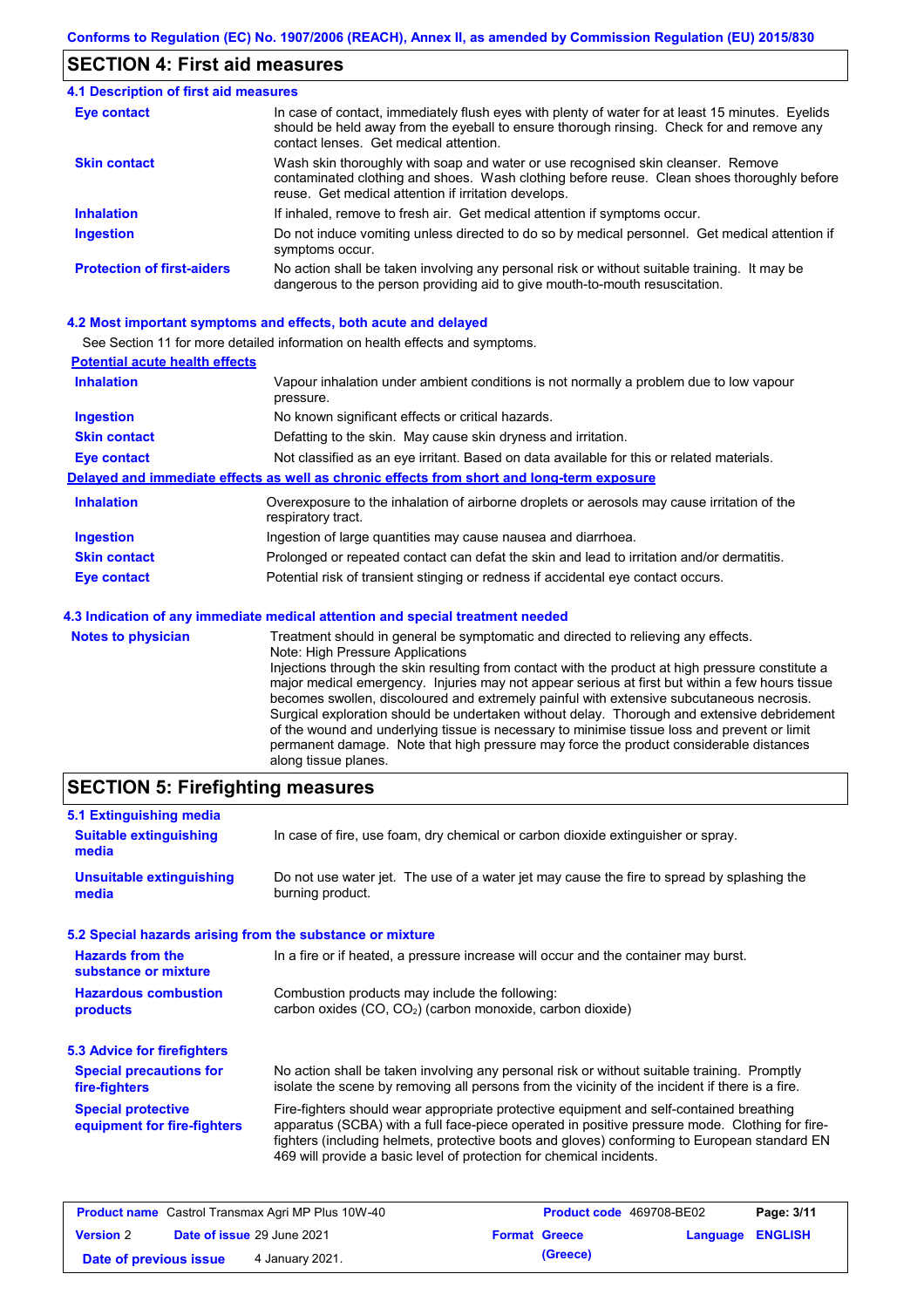## SECTION 4: First aid measures

### 4.1 Description of first aid measures

| | |
|---|---|
| **Eye contact** | In case of contact, immediately flush eyes with plenty of water for at least 15 minutes. Eyelids should be held away from the eyeball to ensure thorough rinsing. Check for and remove any contact lenses. Get medical attention. |
| **Skin contact** | Wash skin thoroughly with soap and water or use recognised skin cleanser. Remove contaminated clothing and shoes. Wash clothing before reuse. Clean shoes thoroughly before reuse. Get medical attention if irritation develops. |
| **Inhalation** | If inhaled, remove to fresh air. Get medical attention if symptoms occur. |
| **Ingestion** | Do not induce vomiting unless directed to do so by medical personnel. Get medical attention if symptoms occur. |
| **Protection of first-aiders** | No action shall be taken involving any personal risk or without suitable training. It may be dangerous to the person providing aid to give mouth-to-mouth resuscitation. |

### 4.2 Most important symptoms and effects, both acute and delayed

See Section 11 for more detailed information on health effects and symptoms.

**Potential acute health effects**

| | |
|---|---|
| **Inhalation** | Vapour inhalation under ambient conditions is not normally a problem due to low vapour pressure. |
| **Ingestion** | No known significant effects or critical hazards. |
| **Skin contact** | Defatting to the skin. May cause skin dryness and irritation. |
| **Eye contact** | Not classified as an eye irritant. Based on data available for this or related materials. |

**Delayed and immediate effects as well as chronic effects from short and long-term exposure**

| | |
|---|---|
| **Inhalation** | Overexposure to the inhalation of airborne droplets or aerosols may cause irritation of the respiratory tract. |
| **Ingestion** | Ingestion of large quantities may cause nausea and diarrhoea. |
| **Skin contact** | Prolonged or repeated contact can defat the skin and lead to irritation and/or dermatitis. |
| **Eye contact** | Potential risk of transient stinging or redness if accidental eye contact occurs. |

### 4.3 Indication of any immediate medical attention and special treatment needed

| | |
|---|---|
| **Notes to physician** | Treatment should in general be symptomatic and directed to relieving any effects.<br>Note: High Pressure Applications<br>Injections through the skin resulting from contact with the product at high pressure constitute a major medical emergency. Injuries may not appear serious at first but within a few hours tissue becomes swollen, discoloured and extremely painful with extensive subcutaneous necrosis. Surgical exploration should be undertaken without delay. Thorough and extensive debridement of the wound and underlying tissue is necessary to minimise tissue loss and prevent or limit permanent damage. Note that high pressure may force the product considerable distances along tissue planes. |

## SECTION 5: Firefighting measures

### 5.1 Extinguishing media

| | |
|---|---|
| **Suitable extinguishing media** | In case of fire, use foam, dry chemical or carbon dioxide extinguisher or spray. |
| **Unsuitable extinguishing media** | Do not use water jet. The use of a water jet may cause the fire to spread by splashing the burning product. |

### 5.2 Special hazards arising from the substance or mixture

| | |
|---|---|
| **Hazards from the substance or mixture** | In a fire or if heated, a pressure increase will occur and the container may burst. |
| **Hazardous combustion products** | Combustion products may include the following:<br>carbon oxides ($CO$, $CO_2$) (carbon monoxide, carbon dioxide) |

### 5.3 Advice for firefighters

| | |
|---|---|
| **Special precautions for fire-fighters** | No action shall be taken involving any personal risk or without suitable training. Promptly isolate the scene by removing all persons from the vicinity of the incident if there is a fire. |
| **Special protective equipment for fire-fighters** | Fire-fighters should wear appropriate protective equipment and self-contained breathing apparatus (SCBA) with a full face-piece operated in positive pressure mode. Clothing for fire-fighters (including helmets, protective boots and gloves) conforming to European standard EN 469 will provide a basic level of protection for chemical incidents. |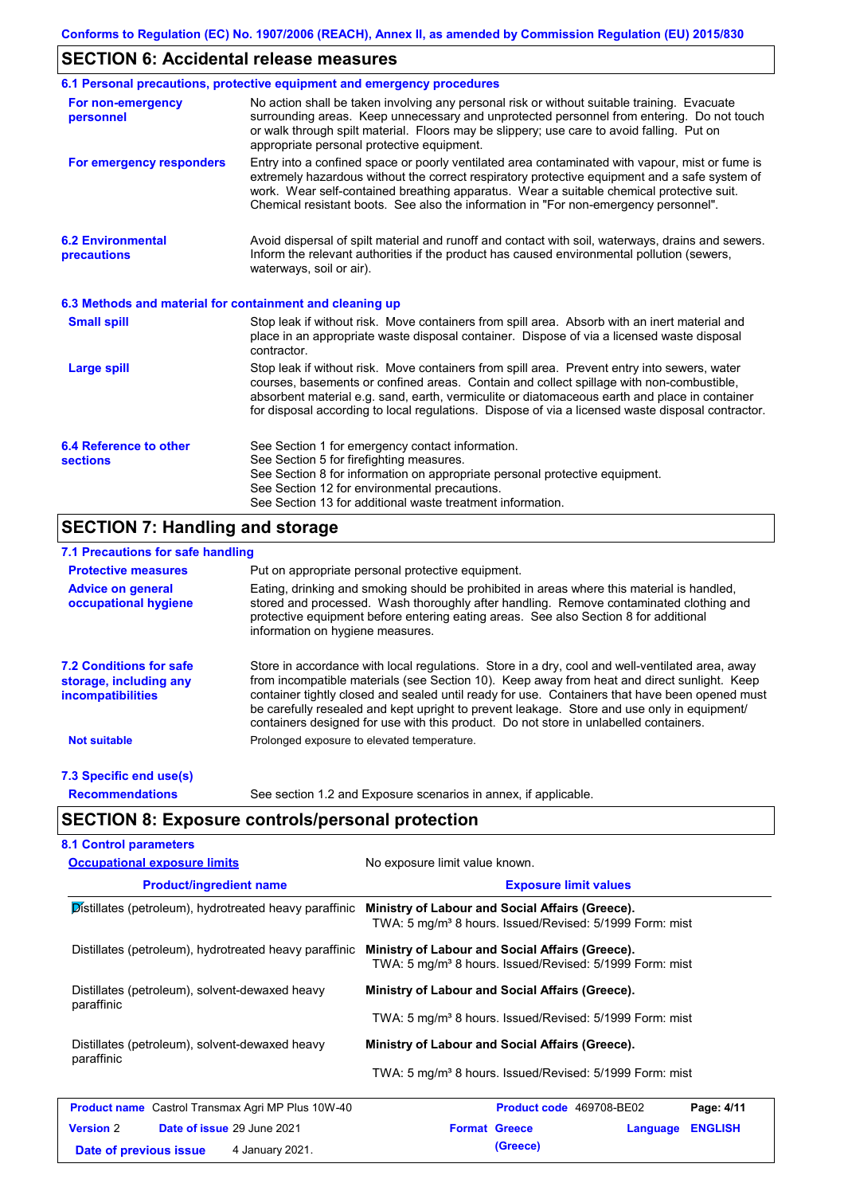## SECTION 6: Accidental release measures

### 6.1 Personal precautions, protective equipment and emergency procedures

**For non-emergency personnel**

No action shall be taken involving any personal risk or without suitable training. Evacuate surrounding areas. Keep unnecessary and unprotected personnel from entering. Do not touch or walk through spilt material. Floors may be slippery; use care to avoid falling. Put on appropriate personal protective equipment.

**For emergency responders**

Entry into a confined space or poorly ventilated area contaminated with vapour, mist or fume is extremely hazardous without the correct respiratory protective equipment and a safe system of work. Wear self-contained breathing apparatus. Wear a suitable chemical protective suit. Chemical resistant boots. See also the information in "For non-emergency personnel".

### 6.2 Environmental precautions

Avoid dispersal of spilt material and runoff and contact with soil, waterways, drains and sewers. Inform the relevant authorities if the product has caused environmental pollution (sewers, waterways, soil or air).

### 6.3 Methods and material for containment and cleaning up

**Small spill**

Stop leak if without risk. Move containers from spill area. Absorb with an inert material and place in an appropriate waste disposal container. Dispose of via a licensed waste disposal contractor.

**Large spill**

Stop leak if without risk. Move containers from spill area. Prevent entry into sewers, water courses, basements or confined areas. Contain and collect spillage with non-combustible, absorbent material e.g. sand, earth, vermiculite or diatomaceous earth and place in container for disposal according to local regulations. Dispose of via a licensed waste disposal contractor.

### 6.4 Reference to other sections

See Section 1 for emergency contact information.
See Section 5 for firefighting measures.
See Section 8 for information on appropriate personal protective equipment.
See Section 12 for environmental precautions.
See Section 13 for additional waste treatment information.

## SECTION 7: Handling and storage

### 7.1 Precautions for safe handling

**Protective measures**

Put on appropriate personal protective equipment.

**Advice on general occupational hygiene**

Eating, drinking and smoking should be prohibited in areas where this material is handled, stored and processed. Wash thoroughly after handling. Remove contaminated clothing and protective equipment before entering eating areas. See also Section 8 for additional information on hygiene measures.

### 7.2 Conditions for safe storage, including any incompatibilities

Store in accordance with local regulations. Store in a dry, cool and well-ventilated area, away from incompatible materials (see Section 10). Keep away from heat and direct sunlight. Keep container tightly closed and sealed until ready for use. Containers that have been opened must be carefully resealed and kept upright to prevent leakage. Store and use only in equipment/ containers designed for use with this product. Do not store in unlabelled containers.

**Not suitable**

Prolonged exposure to elevated temperature.

### 7.3 Specific end use(s)

**Recommendations**

See section 1.2 and Exposure scenarios in annex, if applicable.

## SECTION 8: Exposure controls/personal protection

### 8.1 Control parameters

**Occupational exposure limits**

No exposure limit value known.

| Product/ingredient name | Exposure limit values |
|---|---|
| Distillates (petroleum), hydrotreated heavy paraffinic | **Ministry of Labour and Social Affairs (Greece).** TWA: 5 mg/m³ 8 hours. Issued/Revised: 5/1999 Form: mist |
| Distillates (petroleum), hydrotreated heavy paraffinic | **Ministry of Labour and Social Affairs (Greece).** TWA: 5 mg/m³ 8 hours. Issued/Revised: 5/1999 Form: mist |
| Distillates (petroleum), solvent-dewaxed heavy paraffinic | **Ministry of Labour and Social Affairs (Greece).** TWA: 5 mg/m³ 8 hours. Issued/Revised: 5/1999 Form: mist |
| Distillates (petroleum), solvent-dewaxed heavy paraffinic | **Ministry of Labour and Social Affairs (Greece).** TWA: 5 mg/m³ 8 hours. Issued/Revised: 5/1999 Form: mist |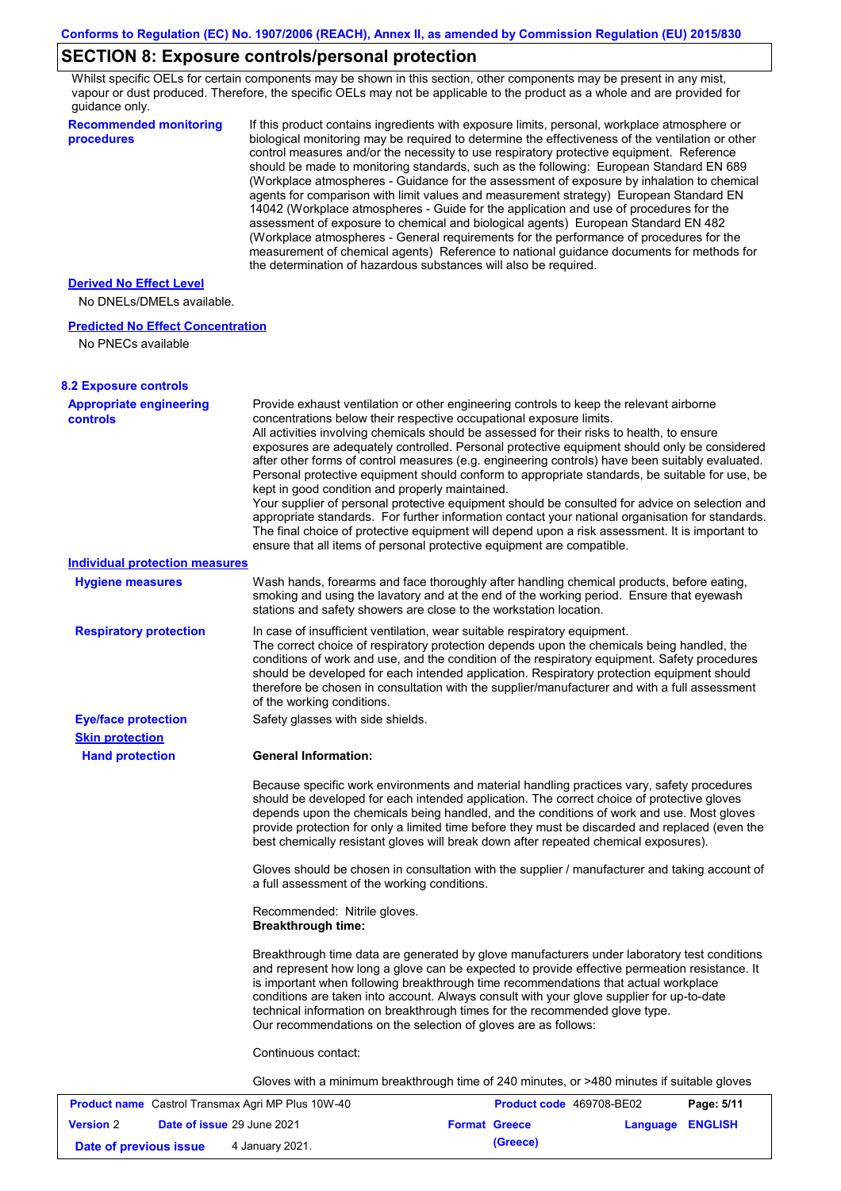## SECTION 8: Exposure controls/personal protection

Whilst specific OELs for certain components may be shown in this section, other components may be present in any mist, vapour or dust produced. Therefore, the specific OELs may not be applicable to the product as a whole and are provided for guidance only.

**Recommended monitoring procedures**

If this product contains ingredients with exposure limits, personal, workplace atmosphere or biological monitoring may be required to determine the effectiveness of the ventilation or other control measures and/or the necessity to use respiratory protective equipment. Reference should be made to monitoring standards, such as the following: European Standard EN 689 (Workplace atmospheres - Guidance for the assessment of exposure by inhalation to chemical agents for comparison with limit values and measurement strategy) European Standard EN 14042 (Workplace atmospheres - Guide for the application and use of procedures for the assessment of exposure to chemical and biological agents) European Standard EN 482 (Workplace atmospheres - General requirements for the performance of procedures for the measurement of chemical agents) Reference to national guidance documents for methods for the determination of hazardous substances will also be required.

**Derived No Effect Level**

No DNELs/DMELs available.

**Predicted No Effect Concentration**

No PNECs available

### 8.2 Exposure controls

**Appropriate engineering controls**

Provide exhaust ventilation or other engineering controls to keep the relevant airborne concentrations below their respective occupational exposure limits.
All activities involving chemicals should be assessed for their risks to health, to ensure exposures are adequately controlled. Personal protective equipment should only be considered after other forms of control measures (e.g. engineering controls) have been suitably evaluated. Personal protective equipment should conform to appropriate standards, be suitable for use, be kept in good condition and properly maintained.
Your supplier of personal protective equipment should be consulted for advice on selection and appropriate standards. For further information contact your national organisation for standards. The final choice of protective equipment will depend upon a risk assessment. It is important to ensure that all items of personal protective equipment are compatible.

**Individual protection measures**

**Hygiene measures**

Wash hands, forearms and face thoroughly after handling chemical products, before eating, smoking and using the lavatory and at the end of the working period. Ensure that eyewash stations and safety showers are close to the workstation location.

**Respiratory protection**

In case of insufficient ventilation, wear suitable respiratory equipment.
The correct choice of respiratory protection depends upon the chemicals being handled, the conditions of work and use, and the condition of the respiratory equipment. Safety procedures should be developed for each intended application. Respiratory protection equipment should therefore be chosen in consultation with the supplier/manufacturer and with a full assessment of the working conditions.

**Eye/face protection**

Safety glasses with side shields.

**Skin protection**

**Hand protection**

**General Information:**

Because specific work environments and material handling practices vary, safety procedures should be developed for each intended application. The correct choice of protective gloves depends upon the chemicals being handled, and the conditions of work and use. Most gloves provide protection for only a limited time before they must be discarded and replaced (even the best chemically resistant gloves will break down after repeated chemical exposures).

Gloves should be chosen in consultation with the supplier / manufacturer and taking account of a full assessment of the working conditions.

Recommended: Nitrile gloves.
**Breakthrough time:**

Breakthrough time data are generated by glove manufacturers under laboratory test conditions and represent how long a glove can be expected to provide effective permeation resistance. It is important when following breakthrough time recommendations that actual workplace conditions are taken into account. Always consult with your glove supplier for up-to-date technical information on breakthrough times for the recommended glove type.
Our recommendations on the selection of gloves are as follows:

Continuous contact:

Gloves with a minimum breakthrough time of 240 minutes, or >480 minutes if suitable gloves

| **Product name** Castrol Transmax Agri MP Plus 10W-40 | **Product code** 469708-BE02 | |
|---|---|---|
| **Version** 2 **Date of issue** 29 June 2021 | **Format Greece (Greece)** | **Language ENGLISH** |
| **Date of previous issue** 4 January 2021. | | |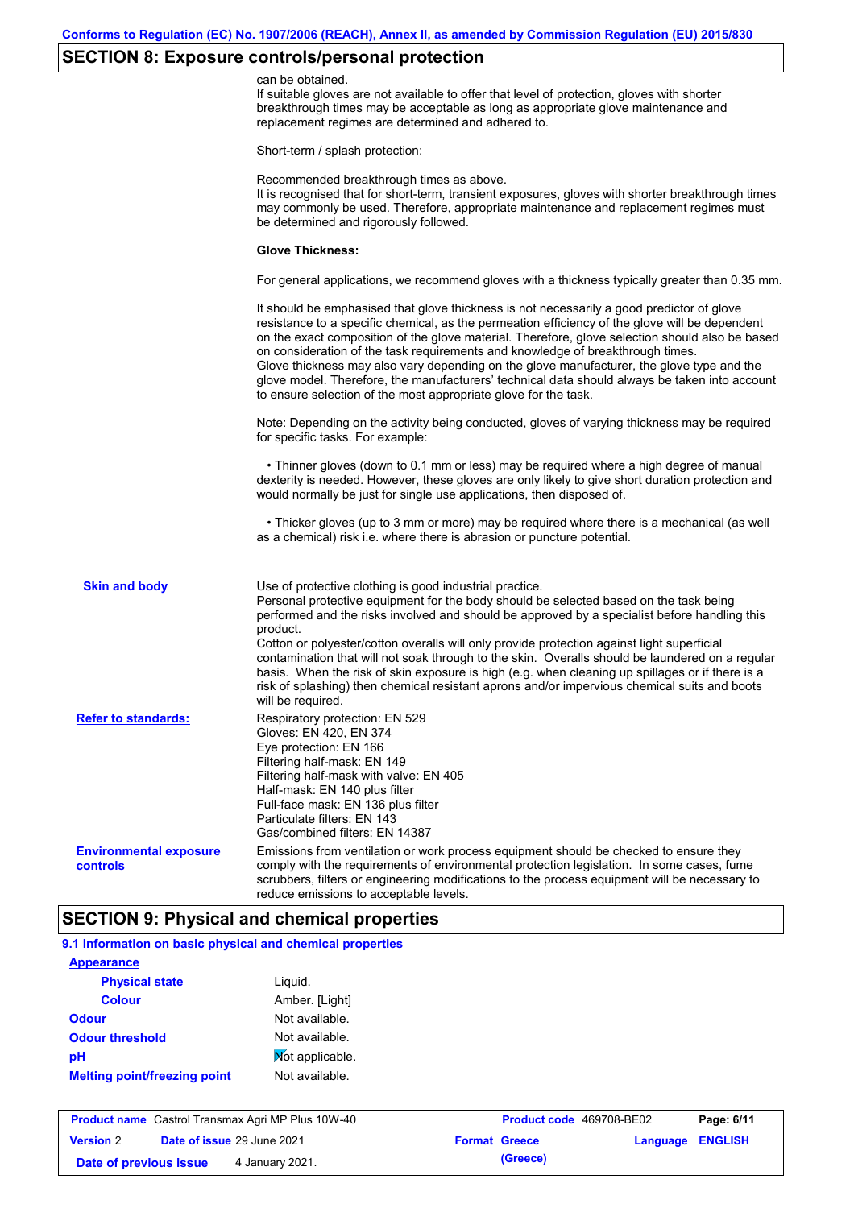## SECTION 8: Exposure controls/personal protection

can be obtained.
If suitable gloves are not available to offer that level of protection, gloves with shorter breakthrough times may be acceptable as long as appropriate glove maintenance and replacement regimes are determined and adhered to.

Short-term / splash protection:

Recommended breakthrough times as above.
It is recognised that for short-term, transient exposures, gloves with shorter breakthrough times may commonly be used. Therefore, appropriate maintenance and replacement regimes must be determined and rigorously followed.

**Glove Thickness:**

For general applications, we recommend gloves with a thickness typically greater than 0.35 mm.

It should be emphasised that glove thickness is not necessarily a good predictor of glove resistance to a specific chemical, as the permeation efficiency of the glove will be dependent on the exact composition of the glove material. Therefore, glove selection should also be based on consideration of the task requirements and knowledge of breakthrough times.
Glove thickness may also vary depending on the glove manufacturer, the glove type and the glove model. Therefore, the manufacturers' technical data should always be taken into account to ensure selection of the most appropriate glove for the task.

Note: Depending on the activity being conducted, gloves of varying thickness may be required for specific tasks. For example:

• Thinner gloves (down to 0.1 mm or less) may be required where a high degree of manual dexterity is needed. However, these gloves are only likely to give short duration protection and would normally be just for single use applications, then disposed of.

• Thicker gloves (up to 3 mm or more) may be required where there is a mechanical (as well as a chemical) risk i.e. where there is abrasion or puncture potential.

**Skin and body**

Use of protective clothing is good industrial practice.
Personal protective equipment for the body should be selected based on the task being performed and the risks involved and should be approved by a specialist before handling this product.
Cotton or polyester/cotton overalls will only provide protection against light superficial contamination that will not soak through to the skin. Overalls should be laundered on a regular basis. When the risk of skin exposure is high (e.g. when cleaning up spillages or if there is a risk of splashing) then chemical resistant aprons and/or impervious chemical suits and boots will be required.

**Refer to standards:**

Respiratory protection: EN 529
Gloves: EN 420, EN 374
Eye protection: EN 166
Filtering half-mask: EN 149
Filtering half-mask with valve: EN 405
Half-mask: EN 140 plus filter
Full-face mask: EN 136 plus filter
Particulate filters: EN 143
Gas/combined filters: EN 14387

**Environmental exposure controls**

Emissions from ventilation or work process equipment should be checked to ensure they comply with the requirements of environmental protection legislation. In some cases, fume scrubbers, filters or engineering modifications to the process equipment will be necessary to reduce emissions to acceptable levels.

## SECTION 9: Physical and chemical properties

### 9.1 Information on basic physical and chemical properties

**Appearance**

| | |
|---|---|
| **Physical state** | Liquid. |
| **Colour** | Amber. [Light] |
| **Odour** | Not available. |
| **Odour threshold** | Not available. |
| **pH** | Not applicable. |
| **Melting point/freezing point** | Not available. |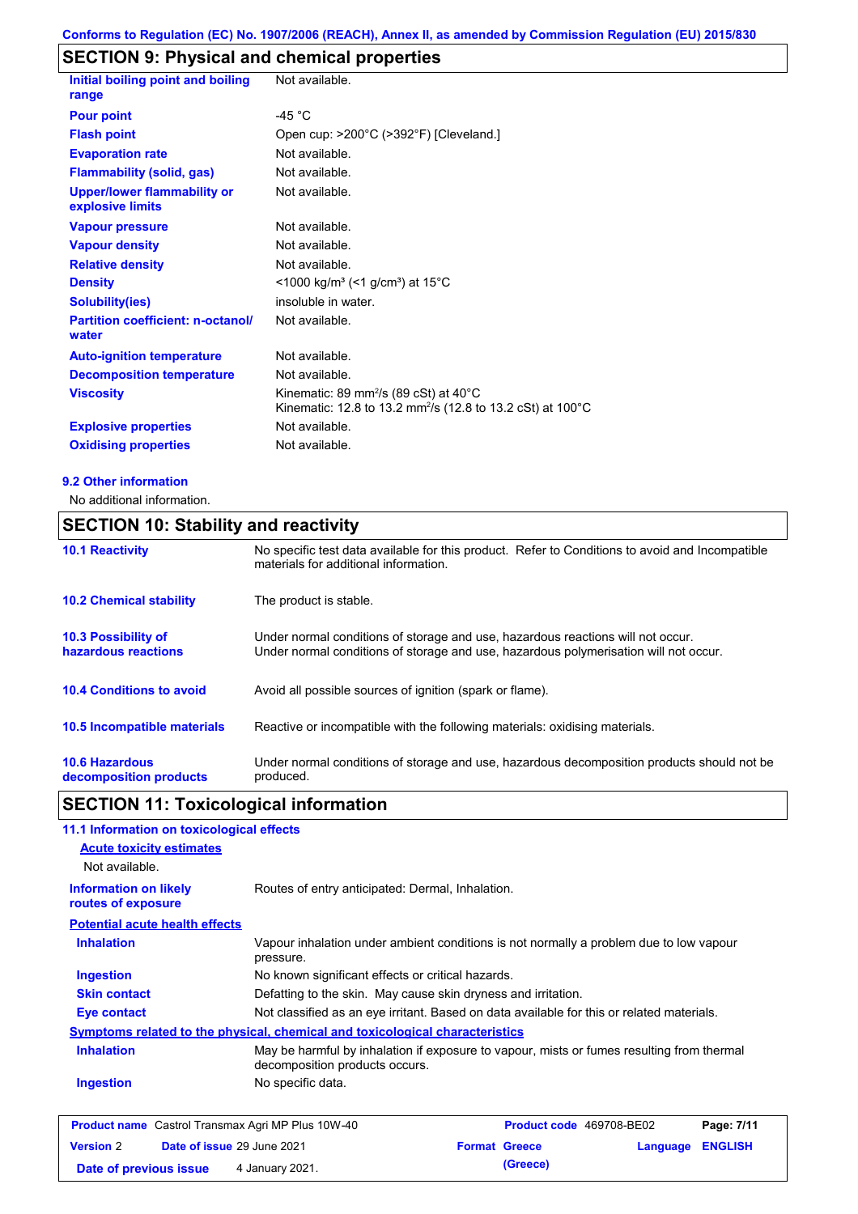## SECTION 9: Physical and chemical properties

| | |
|---|---|
| **Initial boiling point and boiling range** | Not available. |
| **Pour point** | -45 °C |
| **Flash point** | Open cup: >200°C (>392°F) [Cleveland.] |
| **Evaporation rate** | Not available. |
| **Flammability (solid, gas)** | Not available. |
| **Upper/lower flammability or explosive limits** | Not available. |
| **Vapour pressure** | Not available. |
| **Vapour density** | Not available. |
| **Relative density** | Not available. |
| **Density** | <1000 kg/m³ (<1 g/cm³) at 15°C |
| **Solubility(ies)** | insoluble in water. |
| **Partition coefficient: n-octanol/ water** | Not available. |
| **Auto-ignition temperature** | Not available. |
| **Decomposition temperature** | Not available. |
| **Viscosity** | Kinematic: 89 mm²/s (89 cSt) at 40°C<br>Kinematic: 12.8 to 13.2 mm²/s (12.8 to 13.2 cSt) at 100°C |
| **Explosive properties** | Not available. |
| **Oxidising properties** | Not available. |

### 9.2 Other information

No additional information.

## SECTION 10: Stability and reactivity

| | |
|---|---|
| **10.1 Reactivity** | No specific test data available for this product. Refer to Conditions to avoid and Incompatible materials for additional information. |
| **10.2 Chemical stability** | The product is stable. |
| **10.3 Possibility of hazardous reactions** | Under normal conditions of storage and use, hazardous reactions will not occur.<br>Under normal conditions of storage and use, hazardous polymerisation will not occur. |
| **10.4 Conditions to avoid** | Avoid all possible sources of ignition (spark or flame). |
| **10.5 Incompatible materials** | Reactive or incompatible with the following materials: oxidising materials. |
| **10.6 Hazardous decomposition products** | Under normal conditions of storage and use, hazardous decomposition products should not be produced. |

## SECTION 11: Toxicological information

### 11.1 Information on toxicological effects

**Acute toxicity estimates**

Not available.

| | |
|---|---|
| **Information on likely routes of exposure** | Routes of entry anticipated: Dermal, Inhalation. |

**Potential acute health effects**

| | |
|---|---|
| **Inhalation** | Vapour inhalation under ambient conditions is not normally a problem due to low vapour pressure. |
| **Ingestion** | No known significant effects or critical hazards. |
| **Skin contact** | Defatting to the skin. May cause skin dryness and irritation. |
| **Eye contact** | Not classified as an eye irritant. Based on data available for this or related materials. |

**Symptoms related to the physical, chemical and toxicological characteristics**

| | |
|---|---|
| **Inhalation** | May be harmful by inhalation if exposure to vapour, mists or fumes resulting from thermal decomposition products occurs. |
| **Ingestion** | No specific data. |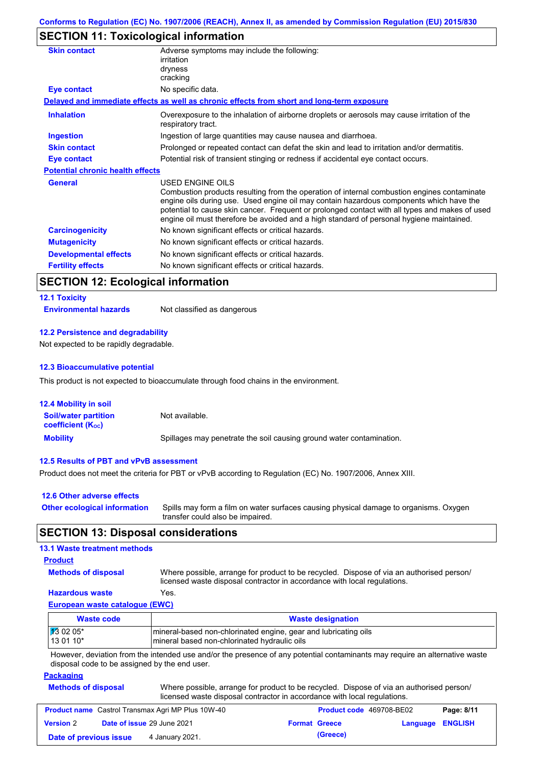## SECTION 11: Toxicological information

**Skin contact** — Adverse symptoms may include the following:
irritation
dryness
cracking

**Eye contact** — No specific data.

**Delayed and immediate effects as well as chronic effects from short and long-term exposure**

**Inhalation** — Overexposure to the inhalation of airborne droplets or aerosols may cause irritation of the respiratory tract.

**Ingestion** — Ingestion of large quantities may cause nausea and diarrhoea.

**Skin contact** — Prolonged or repeated contact can defat the skin and lead to irritation and/or dermatitis.

**Eye contact** — Potential risk of transient stinging or redness if accidental eye contact occurs.

**Potential chronic health effects**

**General** — USED ENGINE OILS
Combustion products resulting from the operation of internal combustion engines contaminate engine oils during use. Used engine oil may contain hazardous components which have the potential to cause skin cancer. Frequent or prolonged contact with all types and makes of used engine oil must therefore be avoided and a high standard of personal hygiene maintained.

**Carcinogenicity** — No known significant effects or critical hazards.

**Mutagenicity** — No known significant effects or critical hazards.

**Developmental effects** — No known significant effects or critical hazards.

**Fertility effects** — No known significant effects or critical hazards.

## SECTION 12: Ecological information

### 12.1 Toxicity

**Environmental hazards** — Not classified as dangerous

### 12.2 Persistence and degradability

Not expected to be rapidly degradable.

### 12.3 Bioaccumulative potential

This product is not expected to bioaccumulate through food chains in the environment.

### 12.4 Mobility in soil

**Soil/water partition coefficient ($K_{OC}$)** — Not available.

**Mobility** — Spillages may penetrate the soil causing ground water contamination.

### 12.5 Results of PBT and vPvB assessment

Product does not meet the criteria for PBT or vPvB according to Regulation (EC) No. 1907/2006, Annex XIII.

### 12.6 Other adverse effects

**Other ecological information** — Spills may form a film on water surfaces causing physical damage to organisms. Oxygen transfer could also be impaired.

## SECTION 13: Disposal considerations

### 13.1 Waste treatment methods

**Product**

**Methods of disposal** — Where possible, arrange for product to be recycled. Dispose of via an authorised person/ licensed waste disposal contractor in accordance with local regulations.

**Hazardous waste** — Yes.

**European waste catalogue (EWC)**

| Waste code | Waste designation |
| --- | --- |
| 13 02 05* | mineral-based non-chlorinated engine, gear and lubricating oils |
| 13 01 10* | mineral based non-chlorinated hydraulic oils |

However, deviation from the intended use and/or the presence of any potential contaminants may require an alternative waste disposal code to be assigned by the end user.

**Packaging**

**Methods of disposal** — Where possible, arrange for product to be recycled. Dispose of via an authorised person/ licensed waste disposal contractor in accordance with local regulations.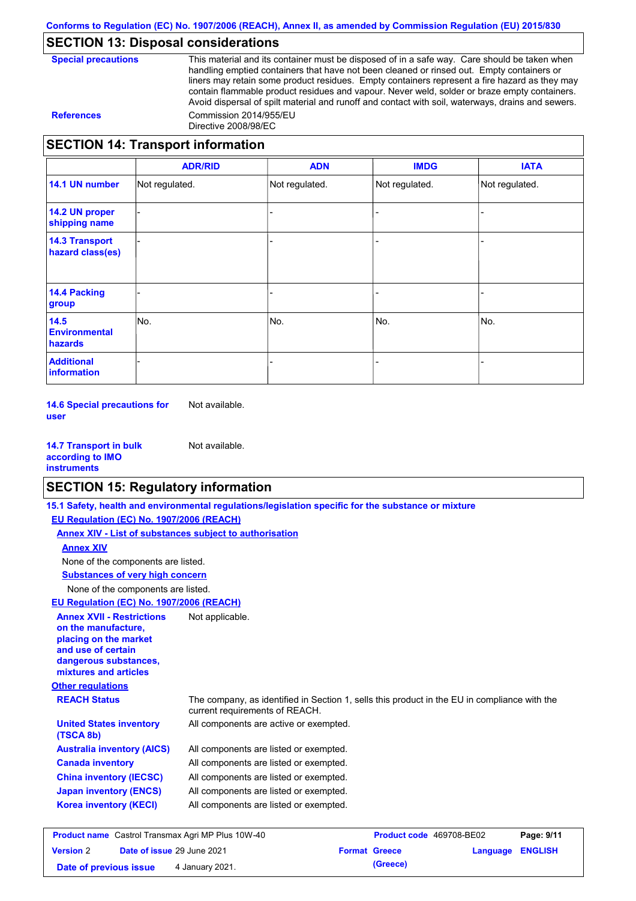Conforms to Regulation (EC) No. 1907/2006 (REACH), Annex II, as amended by Commission Regulation (EU) 2015/830

## SECTION 13: Disposal considerations

**Special precautions**

This material and its container must be disposed of in a safe way. Care should be taken when handling emptied containers that have not been cleaned or rinsed out. Empty containers or liners may retain some product residues. Empty containers represent a fire hazard as they may contain flammable product residues and vapour. Never weld, solder or braze empty containers. Avoid dispersal of spilt material and runoff and contact with soil, waterways, drains and sewers.

**References**

Commission 2014/955/EU
Directive 2008/98/EC

## SECTION 14: Transport information

| | ADR/RID | ADN | IMDG | IATA |
|---|---|---|---|---|
| **14.1 UN number** | Not regulated. | Not regulated. | Not regulated. | Not regulated. |
| **14.2 UN proper shipping name** | - | - | - | - |
| **14.3 Transport hazard class(es)** | - | - | - | - |
| **14.4 Packing group** | - | - | - | - |
| **14.5 Environmental hazards** | No. | No. | No. | No. |
| **Additional information** | - | - | - | - |

**14.6 Special precautions for user** Not available.

**14.7 Transport in bulk according to IMO instruments** Not available.

## SECTION 15: Regulatory information

**15.1 Safety, health and environmental regulations/legislation specific for the substance or mixture**

**EU Regulation (EC) No. 1907/2006 (REACH)**

**Annex XIV - List of substances subject to authorisation**

**Annex XIV**

None of the components are listed.

**Substances of very high concern**

None of the components are listed.

**EU Regulation (EC) No. 1907/2006 (REACH)**

**Annex XVII - Restrictions on the manufacture, placing on the market and use of certain dangerous substances, mixtures and articles** Not applicable.

**Other regulations**

**REACH Status** The company, as identified in Section 1, sells this product in the EU in compliance with the current requirements of REACH.

**United States inventory (TSCA 8b)** All components are active or exempted.

**Australia inventory (AICS)** All components are listed or exempted.

**Canada inventory** All components are listed or exempted.

**China inventory (IECSC)** All components are listed or exempted.

**Japan inventory (ENCS)** All components are listed or exempted.

**Korea inventory (KECI)** All components are listed or exempted.

| **Product name** Castrol Transmax Agri MP Plus 10W-40 | **Product code** 469708-BE02 | **Page:** 9/11 |
|---|---|---|
| **Version** 2 **Date of issue** 29 June 2021 | **Format** Greece (Greece) | **Language** ENGLISH |
| **Date of previous issue** 4 January 2021. | | |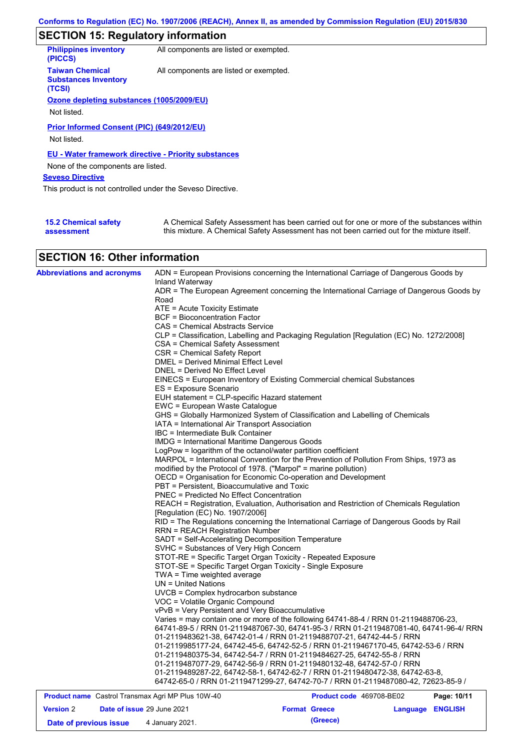## SECTION 15: Regulatory information

**Philippines inventory (PICCS)** All components are listed or exempted.

**Taiwan Chemical Substances Inventory (TCSI)** All components are listed or exempted.

**Ozone depleting substances (1005/2009/EU)**

Not listed.

**Prior Informed Consent (PIC) (649/2012/EU)**

Not listed.

**EU - Water framework directive - Priority substances**

None of the components are listed.

**Seveso Directive**

This product is not controlled under the Seveso Directive.

**15.2 Chemical safety assessment** A Chemical Safety Assessment has been carried out for one or more of the substances within this mixture. A Chemical Safety Assessment has not been carried out for the mixture itself.

## SECTION 16: Other information

**Abbreviations and acronyms**

ADN = European Provisions concerning the International Carriage of Dangerous Goods by Inland Waterway
ADR = The European Agreement concerning the International Carriage of Dangerous Goods by Road
ATE = Acute Toxicity Estimate
BCF = Bioconcentration Factor
CAS = Chemical Abstracts Service
CLP = Classification, Labelling and Packaging Regulation [Regulation (EC) No. 1272/2008]
CSA = Chemical Safety Assessment
CSR = Chemical Safety Report
DMEL = Derived Minimal Effect Level
DNEL = Derived No Effect Level
EINECS = European Inventory of Existing Commercial chemical Substances
ES = Exposure Scenario
EUH statement = CLP-specific Hazard statement
EWC = European Waste Catalogue
GHS = Globally Harmonized System of Classification and Labelling of Chemicals
IATA = International Air Transport Association
IBC = Intermediate Bulk Container
IMDG = International Maritime Dangerous Goods
LogPow = logarithm of the octanol/water partition coefficient
MARPOL = International Convention for the Prevention of Pollution From Ships, 1973 as modified by the Protocol of 1978. ("Marpol" = marine pollution)
OECD = Organisation for Economic Co-operation and Development
PBT = Persistent, Bioaccumulative and Toxic
PNEC = Predicted No Effect Concentration
REACH = Registration, Evaluation, Authorisation and Restriction of Chemicals Regulation [Regulation (EC) No. 1907/2006]
RID = The Regulations concerning the International Carriage of Dangerous Goods by Rail
RRN = REACH Registration Number
SADT = Self-Accelerating Decomposition Temperature
SVHC = Substances of Very High Concern
STOT-RE = Specific Target Organ Toxicity - Repeated Exposure
STOT-SE = Specific Target Organ Toxicity - Single Exposure
TWA = Time weighted average
UN = United Nations
UVCB = Complex hydrocarbon substance
VOC = Volatile Organic Compound
vPvB = Very Persistent and Very Bioaccumulative
Varies = may contain one or more of the following 64741-88-4 / RRN 01-2119488706-23, 64741-89-5 / RRN 01-2119487067-30, 64741-95-3 / RRN 01-2119487081-40, 64741-96-4/ RRN 01-2119483621-38, 64742-01-4 / RRN 01-2119488707-21, 64742-44-5 / RRN 01-2119985177-24, 64742-45-6, 64742-52-5 / RRN 01-2119467170-45, 64742-53-6 / RRN 01-2119480375-34, 64742-54-7 / RRN 01-2119484627-25, 64742-55-8 / RRN 01-2119487077-29, 64742-56-9 / RRN 01-2119480132-48, 64742-57-0 / RRN 01-2119489287-22, 64742-58-1, 64742-62-7 / RRN 01-2119480472-38, 64742-63-8, 64742-65-0 / RRN 01-2119471299-27, 64742-70-7 / RRN 01-2119487080-42, 72623-85-9 /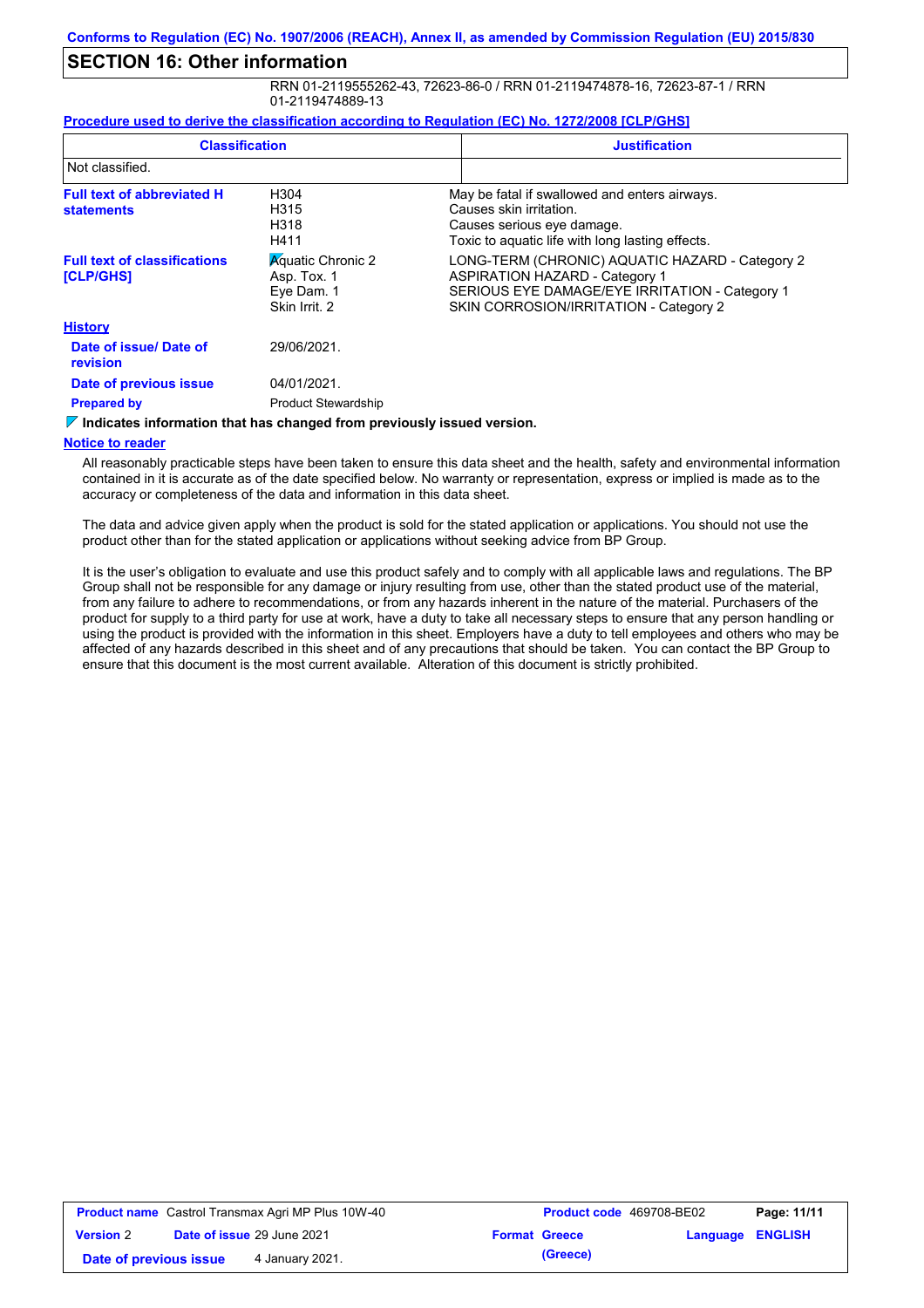Conforms to Regulation (EC) No. 1907/2006 (REACH), Annex II, as amended by Commission Regulation (EU) 2015/830

## SECTION 16: Other information

RRN 01-2119555262-43, 72623-86-0 / RRN 01-2119474878-16, 72623-87-1 / RRN 01-2119474889-13

**Procedure used to derive the classification according to Regulation (EC) No. 1272/2008 [CLP/GHS]**

| Classification | Justification |
|---|---|
| Not classified. | |

**Full text of abbreviated H statements**

| | |
|---|---|
| H304 | May be fatal if swallowed and enters airways. |
| H315 | Causes skin irritation. |
| H318 | Causes serious eye damage. |
| H411 | Toxic to aquatic life with long lasting effects. |

**Full text of classifications [CLP/GHS]**

| | |
|---|---|
| Aquatic Chronic 2 | LONG-TERM (CHRONIC) AQUATIC HAZARD - Category 2 |
| Asp. Tox. 1 | ASPIRATION HAZARD - Category 1 |
| Eye Dam. 1 | SERIOUS EYE DAMAGE/EYE IRRITATION - Category 1 |
| Skin Irrit. 2 | SKIN CORROSION/IRRITATION - Category 2 |

**History**

**Date of issue/ Date of revision** 29/06/2021.

**Date of previous issue** 04/01/2021.

**Prepared by** Product Stewardship

**Indicates information that has changed from previously issued version.**

**Notice to reader**

All reasonably practicable steps have been taken to ensure this data sheet and the health, safety and environmental information contained in it is accurate as of the date specified below. No warranty or representation, express or implied is made as to the accuracy or completeness of the data and information in this data sheet.

The data and advice given apply when the product is sold for the stated application or applications. You should not use the product other than for the stated application or applications without seeking advice from BP Group.

It is the user's obligation to evaluate and use this product safely and to comply with all applicable laws and regulations. The BP Group shall not be responsible for any damage or injury resulting from use, other than the stated product use of the material, from any failure to adhere to recommendations, or from any hazards inherent in the nature of the material. Purchasers of the product for supply to a third party for use at work, have a duty to take all necessary steps to ensure that any person handling or using the product is provided with the information in this sheet. Employers have a duty to tell employees and others who may be affected of any hazards described in this sheet and of any precautions that should be taken. You can contact the BP Group to ensure that this document is the most current available. Alteration of this document is strictly prohibited.

| | | | |
|---|---|---|---|
| **Product name** Castrol Transmax Agri MP Plus 10W-40 | | **Product code** 469708-BE02 | **Page: 11/11** |
| **Version** 2 | **Date of issue** 29 June 2021 | **Format Greece (Greece)** | **Language ENGLISH** |
| **Date of previous issue** 4 January 2021. | | | |